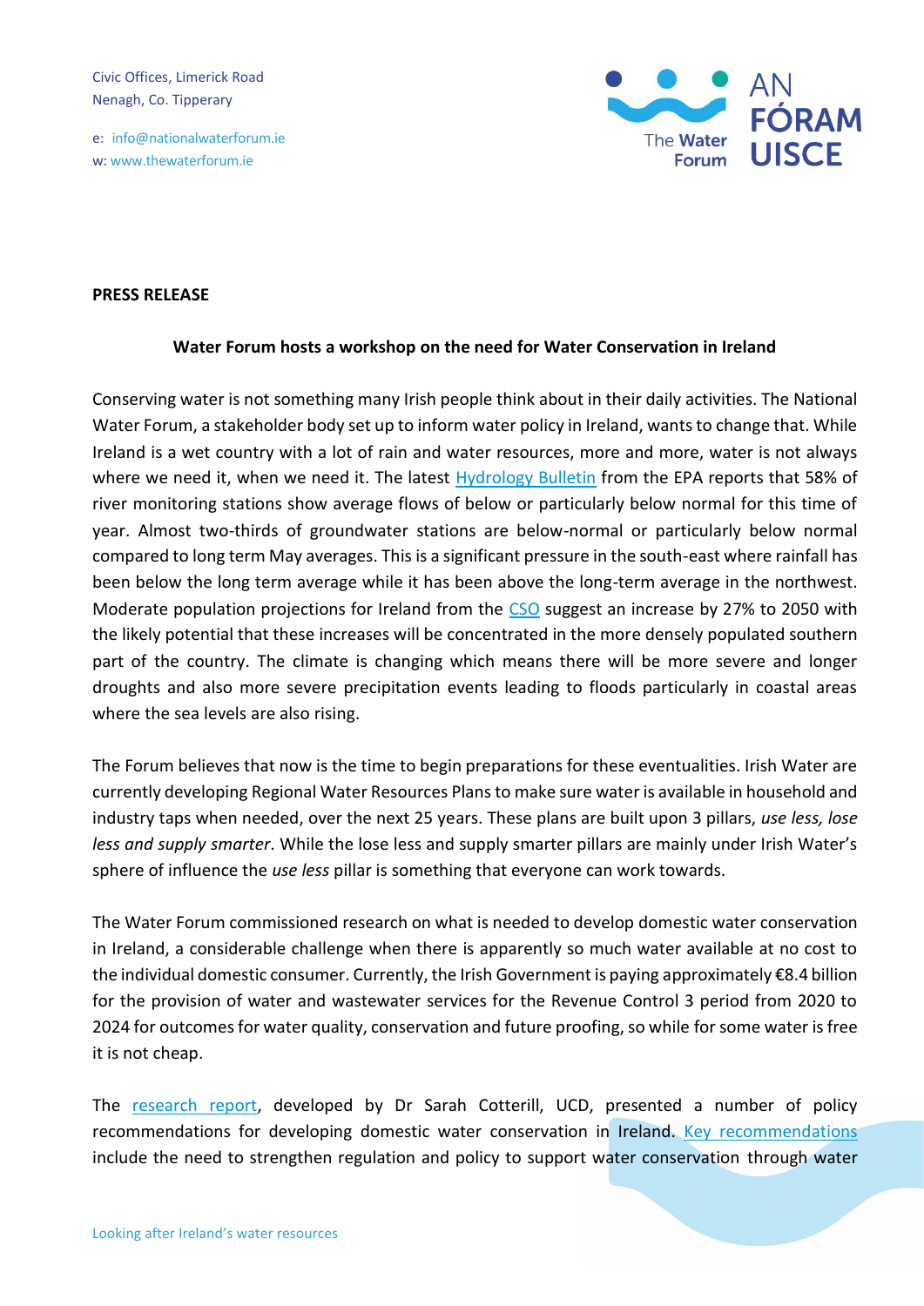Civic Offices, Limerick Road
Nenagh, Co. Tipperary

e: info@nationalwaterforum.ie
w: www.thewaterforum.ie

The Water Forum | AN FÓRAM UISCE

**PRESS RELEASE**

**Water Forum hosts a workshop on the need for Water Conservation in Ireland**

Conserving water is not something many Irish people think about in their daily activities. The National Water Forum, a stakeholder body set up to inform water policy in Ireland, wants to change that. While Ireland is a wet country with a lot of rain and water resources, more and more, water is not always where we need it, when we need it. The latest Hydrology Bulletin from the EPA reports that 58% of river monitoring stations show average flows of below or particularly below normal for this time of year. Almost two-thirds of groundwater stations are below-normal or particularly below normal compared to long term May averages. This is a significant pressure in the south-east where rainfall has been below the long term average while it has been above the long-term average in the northwest. Moderate population projections for Ireland from the CSO suggest an increase by 27% to 2050 with the likely potential that these increases will be concentrated in the more densely populated southern part of the country. The climate is changing which means there will be more severe and longer droughts and also more severe precipitation events leading to floods particularly in coastal areas where the sea levels are also rising.

The Forum believes that now is the time to begin preparations for these eventualities. Irish Water are currently developing Regional Water Resources Plans to make sure water is available in household and industry taps when needed, over the next 25 years. These plans are built upon 3 pillars, *use less, lose less and supply smarter*. While the lose less and supply smarter pillars are mainly under Irish Water's sphere of influence the *use less* pillar is something that everyone can work towards.

The Water Forum commissioned research on what is needed to develop domestic water conservation in Ireland, a considerable challenge when there is apparently so much water available at no cost to the individual domestic consumer. Currently, the Irish Government is paying approximately €8.4 billion for the provision of water and wastewater services for the Revenue Control 3 period from 2020 to 2024 for outcomes for water quality, conservation and future proofing, so while for some water is free it is not cheap.

The research report, developed by Dr Sarah Cotterill, UCD, presented a number of policy recommendations for developing domestic water conservation in Ireland. Key recommendations include the need to strengthen regulation and policy to support water conservation through water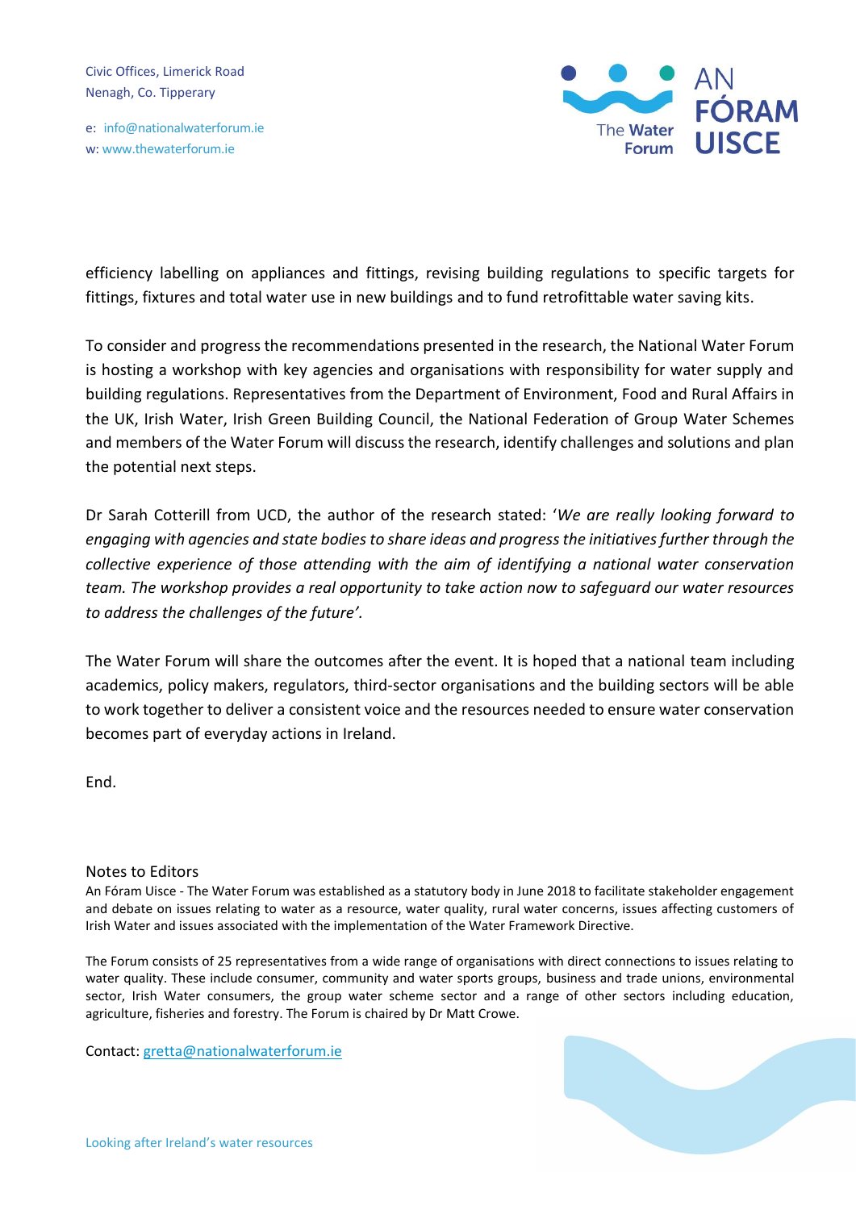efficiency labelling on appliances and fittings, revising building regulations to specific targets for fittings, fixtures and total water use in new buildings and to fund retrofittable water saving kits.

To consider and progress the recommendations presented in the research, the National Water Forum is hosting a workshop with key agencies and organisations with responsibility for water supply and building regulations. Representatives from the Department of Environment, Food and Rural Affairs in the UK, Irish Water, Irish Green Building Council, the National Federation of Group Water Schemes and members of the Water Forum will discuss the research, identify challenges and solutions and plan the potential next steps.

Dr Sarah Cotterill from UCD, the author of the research stated: '*We are really looking forward to engaging with agencies and state bodies to share ideas and progress the initiatives further through the collective experience of those attending with the aim of identifying a national water conservation team. The workshop provides a real opportunity to take action now to safeguard our water resources to address the challenges of the future'.*

The Water Forum will share the outcomes after the event. It is hoped that a national team including academics, policy makers, regulators, third-sector organisations and the building sectors will be able to work together to deliver a consistent voice and the resources needed to ensure water conservation becomes part of everyday actions in Ireland.

End.

## Notes to Editors

An Fóram Uisce - The Water Forum was established as a statutory body in June 2018 to facilitate stakeholder engagement and debate on issues relating to water as a resource, water quality, rural water concerns, issues affecting customers of Irish Water and issues associated with the implementation of the Water Framework Directive.

The Forum consists of 25 representatives from a wide range of organisations with direct connections to issues relating to water quality. These include consumer, community and water sports groups, business and trade unions, environmental sector, Irish Water consumers, the group water scheme sector and a range of other sectors including education, agriculture, fisheries and forestry. The Forum is chaired by Dr Matt Crowe.

Contact: gretta@nationalwaterforum.ie